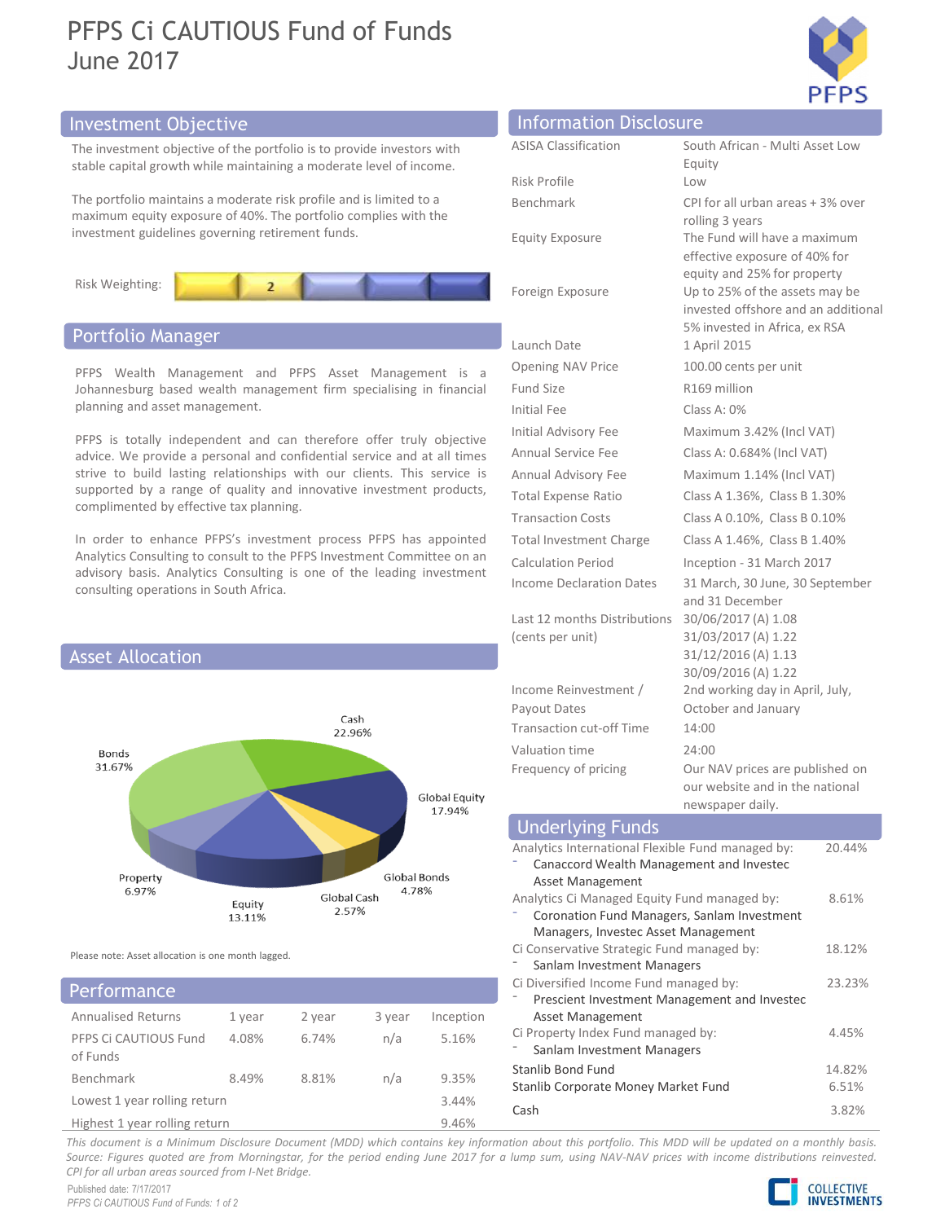# PFPS Ci CAUTIOUS Fund of Funds
## June 2017

## Investment Objective

The investment objective of the portfolio is to provide investors with stable capital growth while maintaining a moderate level of income.

The portfolio maintains a moderate risk profile and is limited to a maximum equity exposure of 40%. The portfolio complies with the investment guidelines governing retirement funds.

Risk Weighting: 2

## Portfolio Manager

PFPS Wealth Management and PFPS Asset Management is a Johannesburg based wealth management firm specialising in financial planning and asset management.

PFPS is totally independent and can therefore offer truly objective advice. We provide a personal and confidential service and at all times strive to build lasting relationships with our clients. This service is supported by a range of quality and innovative investment products, complimented by effective tax planning.

In order to enhance PFPS's investment process PFPS has appointed Analytics Consulting to consult to the PFPS Investment Committee on an advisory basis. Analytics Consulting is one of the leading investment consulting operations in South Africa.

## Asset Allocation

| Asset | Allocation |
|---|---|
| Cash | 22.96% |
| Global Equity | 17.94% |
| Global Bonds | 4.78% |
| Global Cash | 2.57% |
| Equity | 13.11% |
| Property | 6.97% |
| Bonds | 31.67% |

Please note: Asset allocation is one month lagged.

## Performance

| Annualised Returns | 1 year | 2 year | 3 year | Inception |
|---|---|---|---|---|
| PFPS Ci CAUTIOUS Fund of Funds | 4.08% | 6.74% | n/a | 5.16% |
| Benchmark | 8.49% | 8.81% | n/a | 9.35% |
| Lowest 1 year rolling return | | | | 3.44% |
| Highest 1 year rolling return | | | | 9.46% |

## Information Disclosure

| | |
|---|---|
| ASISA Classification | South African - Multi Asset Low Equity |
| Risk Profile | Low |
| Benchmark | CPI for all urban areas + 3% over rolling 3 years |
| Equity Exposure | The Fund will have a maximum effective exposure of 40% for equity and 25% for property |
| Foreign Exposure | Up to 25% of the assets may be invested offshore and an additional 5% invested in Africa, ex RSA |
| Launch Date | 1 April 2015 |
| Opening NAV Price | 100.00 cents per unit |
| Fund Size | R169 million |
| Initial Fee | Class A: 0% |
| Initial Advisory Fee | Maximum 3.42% (Incl VAT) |
| Annual Service Fee | Class A: 0.684% (Incl VAT) |
| Annual Advisory Fee | Maximum 1.14% (Incl VAT) |
| Total Expense Ratio | Class A 1.36%, Class B 1.30% |
| Transaction Costs | Class A 0.10%, Class B 0.10% |
| Total Investment Charge | Class A 1.46%, Class B 1.40% |
| Calculation Period | Inception - 31 March 2017 |
| Income Declaration Dates | 31 March, 30 June, 30 September and 31 December |
| Last 12 months Distributions (cents per unit) | 30/06/2017 (A) 1.08<br>31/03/2017 (A) 1.22<br>31/12/2016 (A) 1.13<br>30/09/2016 (A) 1.22 |
| Income Reinvestment / Payout Dates | 2nd working day in April, July, October and January |
| Transaction cut-off Time | 14:00 |
| Valuation time | 24:00 |
| Frequency of pricing | Our NAV prices are published on our website and in the national newspaper daily. |

## Underlying Funds

| Fund | Weight |
|---|---|
| Analytics International Flexible Fund managed by:<br>- Canaccord Wealth Management and Investec Asset Management | 20.44% |
| Analytics Ci Managed Equity Fund managed by:<br>- Coronation Fund Managers, Sanlam Investment Managers, Investec Asset Management | 8.61% |
| Ci Conservative Strategic Fund managed by:<br>- Sanlam Investment Managers | 18.12% |
| Ci Diversified Income Fund managed by:<br>- Prescient Investment Management and Investec Asset Management | 23.23% |
| Ci Property Index Fund managed by:<br>- Sanlam Investment Managers | 4.45% |
| Stanlib Bond Fund | 14.82% |
| Stanlib Corporate Money Market Fund | 6.51% |
| Cash | 3.82% |

*This document is a Minimum Disclosure Document (MDD) which contains key information about this portfolio. This MDD will be updated on a monthly basis. Source: Figures quoted are from Morningstar, for the period ending June 2017 for a lump sum, using NAV-NAV prices with income distributions reinvested. CPI for all urban areas sourced from I-Net Bridge.*

Published date: 7/17/2017

COLLECTIVE INVESTMENTS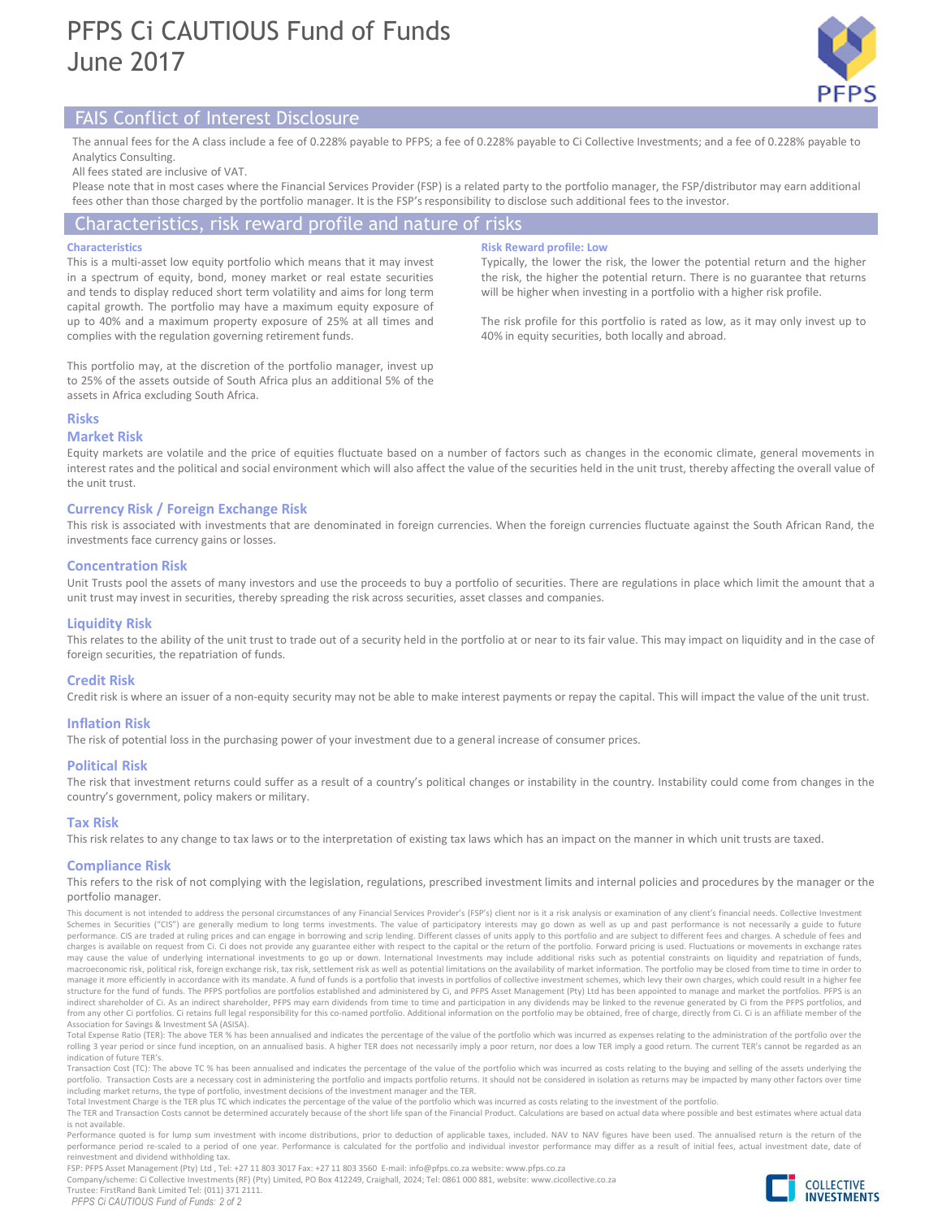# PFPS Ci CAUTIOUS Fund of Funds
# June 2017

## FAIS Conflict of Interest Disclosure

The annual fees for the A class include a fee of 0.228% payable to PFPS; a fee of 0.228% payable to Ci Collective Investments; and a fee of 0.228% payable to Analytics Consulting.

All fees stated are inclusive of VAT.

Please note that in most cases where the Financial Services Provider (FSP) is a related party to the portfolio manager, the FSP/distributor may earn additional fees other than those charged by the portfolio manager. It is the FSP's responsibility to disclose such additional fees to the investor.

## Characteristics, risk reward profile and nature of risks

### Characteristics

This is a multi-asset low equity portfolio which means that it may invest in a spectrum of equity, bond, money market or real estate securities and tends to display reduced short term volatility and aims for long term capital growth. The portfolio may have a maximum equity exposure of up to 40% and a maximum property exposure of 25% at all times and complies with the regulation governing retirement funds.

This portfolio may, at the discretion of the portfolio manager, invest up to 25% of the assets outside of South Africa plus an additional 5% of the assets in Africa excluding South Africa.

### Risk Reward profile: Low

Typically, the lower the risk, the lower the potential return and the higher the risk, the higher the potential return. There is no guarantee that returns will be higher when investing in a portfolio with a higher risk profile.

The risk profile for this portfolio is rated as low, as it may only invest up to 40% in equity securities, both locally and abroad.

### Risks

#### Market Risk

Equity markets are volatile and the price of equities fluctuate based on a number of factors such as changes in the economic climate, general movements in interest rates and the political and social environment which will also affect the value of the securities held in the unit trust, thereby affecting the overall value of the unit trust.

#### Currency Risk / Foreign Exchange Risk

This risk is associated with investments that are denominated in foreign currencies. When the foreign currencies fluctuate against the South African Rand, the investments face currency gains or losses.

#### Concentration Risk

Unit Trusts pool the assets of many investors and use the proceeds to buy a portfolio of securities. There are regulations in place which limit the amount that a unit trust may invest in securities, thereby spreading the risk across securities, asset classes and companies.

#### Liquidity Risk

This relates to the ability of the unit trust to trade out of a security held in the portfolio at or near to its fair value. This may impact on liquidity and in the case of foreign securities, the repatriation of funds.

#### Credit Risk

Credit risk is where an issuer of a non-equity security may not be able to make interest payments or repay the capital. This will impact the value of the unit trust.

#### Inflation Risk

The risk of potential loss in the purchasing power of your investment due to a general increase of consumer prices.

#### Political Risk

The risk that investment returns could suffer as a result of a country's political changes or instability in the country. Instability could come from changes in the country's government, policy makers or military.

#### Tax Risk

This risk relates to any change to tax laws or to the interpretation of existing tax laws which has an impact on the manner in which unit trusts are taxed.

#### Compliance Risk

This refers to the risk of not complying with the legislation, regulations, prescribed investment limits and internal policies and procedures by the manager or the portfolio manager.

This document is not intended to address the personal circumstances of any Financial Services Provider's (FSP's) client nor is it a risk analysis or examination of any client's financial needs. Collective Investment Schemes in Securities ("CIS") are generally medium to long terms investments. The value of participatory interests may go down as well as up and past performance is not necessarily a guide to future performance. CIS are traded at ruling prices and can engage in borrowing and scrip lending. Different classes of units apply to this portfolio and are subject to different fees and charges. A schedule of fees and charges is available on request from Ci. Ci does not provide any guarantee either with respect to the capital or the return of the portfolio. Forward pricing is used. Fluctuations or movements in exchange rates may cause the value of underlying international investments to go up or down. International Investments may include additional risks such as potential constraints on liquidity and repatriation of funds, macroeconomic risk, political risk, foreign exchange risk, tax risk, settlement risk as well as potential limitations on the availability of market information. The portfolio may be closed from time to time in order to manage it more efficiently in accordance with its mandate. A fund of funds is a portfolio that invests in portfolios of collective investment schemes, which levy their own charges, which could result in a higher fee structure for the fund of funds. The PFPS portfolios are portfolios established and administered by Ci, and PFPS Asset Management (Pty) Ltd has been appointed to manage and market the portfolios. PFPS is an indirect shareholder of Ci. As an indirect shareholder, PFPS may earn dividends from time to time and participation in any dividends may be linked to the revenue generated by Ci from the PFPS portfolios, and from any other Ci portfolios. Ci retains full legal responsibility for this co-named portfolio. Additional information on the portfolio may be obtained, free of charge, directly from Ci. Ci is an affiliate member of the Association for Savings & Investment SA (ASISA).

Total Expense Ratio (TER): The above TER % has been annualised and indicates the percentage of the value of the portfolio which was incurred as expenses relating to the administration of the portfolio over the rolling 3 year period or since fund inception, on an annualised basis. A higher TER does not necessarily imply a poor return, nor does a low TER imply a good return. The current TER's cannot be regarded as an indication of future TER's.

Transaction Cost (TC): The above TC % has been annualised and indicates the percentage of the value of the portfolio which was incurred as costs relating to the buying and selling of the assets underlying the portfolio. Transaction Costs are a necessary cost in administering the portfolio and impacts portfolio returns. It should not be considered in isolation as returns may be impacted by many other factors over time including market returns, the type of portfolio, investment decisions of the investment manager and the TER.

Total Investment Charge is the TER plus TC which indicates the percentage of the value of the portfolio which was incurred as costs relating to the investment of the portfolio.

The TER and Transaction Costs cannot be determined accurately because of the short life span of the Financial Product. Calculations are based on actual data where possible and best estimates where actual data is not available.

Performance quoted is for lump sum investment with income distributions, prior to deduction of applicable taxes, included. NAV to NAV figures have been used. The annualised return is the return of the performance period re-scaled to a period of one year. Performance is calculated for the portfolio and individual investor performance may differ as a result of initial fees, actual investment date, date of reinvestment and dividend withholding tax.

FSP: PFPS Asset Management (Pty) Ltd , Tel: +27 11 803 3017 Fax: +27 11 803 3560 E-mail: info@pfps.co.za website: www.pfps.co.za

Company/scheme: Ci Collective Investments (RF) (Pty) Limited, PO Box 412249, Craighall, 2024; Tel: 0861 000 881, website: www.cicollective.co.za

Trustee: FirstRand Bank Limited Tel: (011) 371 2111.